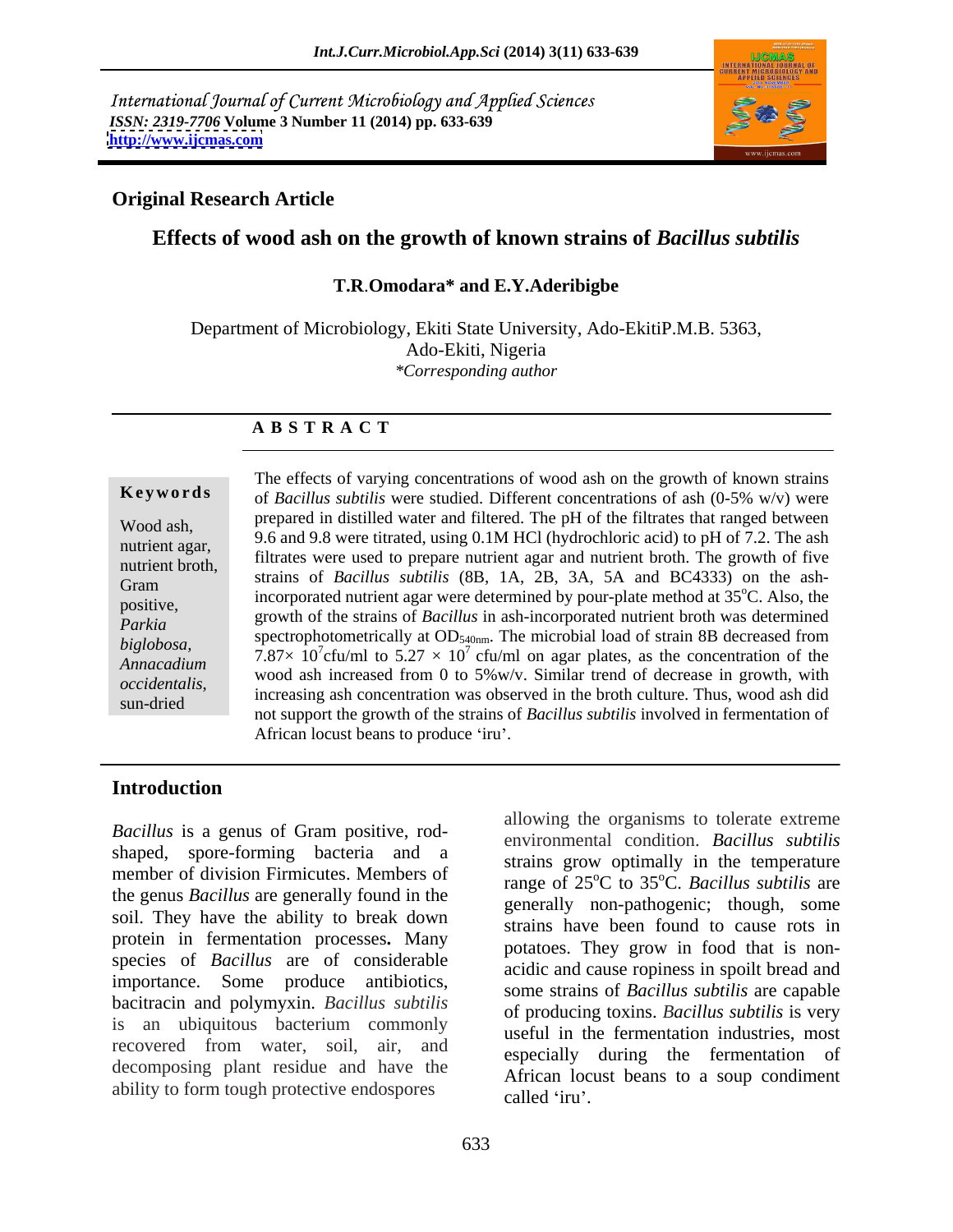International Journal of Current Microbiology and Applied Sciences
*ISSN: 2319-7706* **Volume 3 Number 11 (2014) pp. 633-639**
**http://www.ijcmas.com**

**Original Research Article**

# Effects of wood ash on the growth of known strains of *Bacillus subtilis*

**T.R.Omodara\* and E.Y.Aderibigbe**

Department of Microbiology, Ekiti State University, Ado-EkitiP.M.B. 5363, Ado-Ekiti, Nigeria

*\*Corresponding author*

## A B S T R A C T

**Keywords**

Wood ash, nutrient agar, nutrient broth, Gram positive, *Parkia biglobosa*, *Annacadium occidentalis*, sun-dried

The effects of varying concentrations of wood ash on the growth of known strains of *Bacillus subtilis* were studied. Different concentrations of ash (0-5% w/v) were prepared in distilled water and filtered. The pH of the filtrates that ranged between 9.6 and 9.8 were titrated, using 0.1M HCl (hydrochloric acid) to pH of 7.2. The ash filtrates were used to prepare nutrient agar and nutrient broth. The growth of five strains of *Bacillus subtilis* (8B, 1A, 2B, 3A, 5A and BC4333) on the ash-incorporated nutrient agar were determined by pour-plate method at 35$^{o}$C. Also, the growth of the strains of *Bacillus* in ash-incorporated nutrient broth was determined spectrophotometrically at $OD_{540nm}$. The microbial load of strain 8B decreased from $7.87\times 10^{7}$cfu/ml to $5.27 \times 10^{7}$ cfu/ml on agar plates, as the concentration of the wood ash increased from 0 to 5%w/v. Similar trend of decrease in growth, with increasing ash concentration was observed in the broth culture. Thus, wood ash did not support the growth of the strains of *Bacillus subtilis* involved in fermentation of African locust beans to produce 'iru'.

## Introduction

*Bacillus* is a genus of Gram positive, rod-shaped, spore-forming bacteria and a member of division Firmicutes. Members of the genus *Bacillus* are generally found in the soil. They have the ability to break down protein in fermentation processes**.** Many species of *Bacillus* are of considerable importance. Some produce antibiotics, bacitracin and polymyxin. *Bacillus subtilis* is an ubiquitous bacterium commonly recovered from water, soil, air, and decomposing plant residue and have the ability to form tough protective endospores allowing the organisms to tolerate extreme environmental condition. *Bacillus subtilis* strains grow optimally in the temperature range of 25$^{o}$C to 35$^{o}$C. *Bacillus subtilis* are generally non-pathogenic; though, some strains have been found to cause rots in potatoes. They grow in food that is non-acidic and cause ropiness in spoilt bread and some strains of *Bacillus subtilis* are capable of producing toxins. *Bacillus subtilis* is very useful in the fermentation industries, most especially during the fermentation of African locust beans to a soup condiment called 'iru'.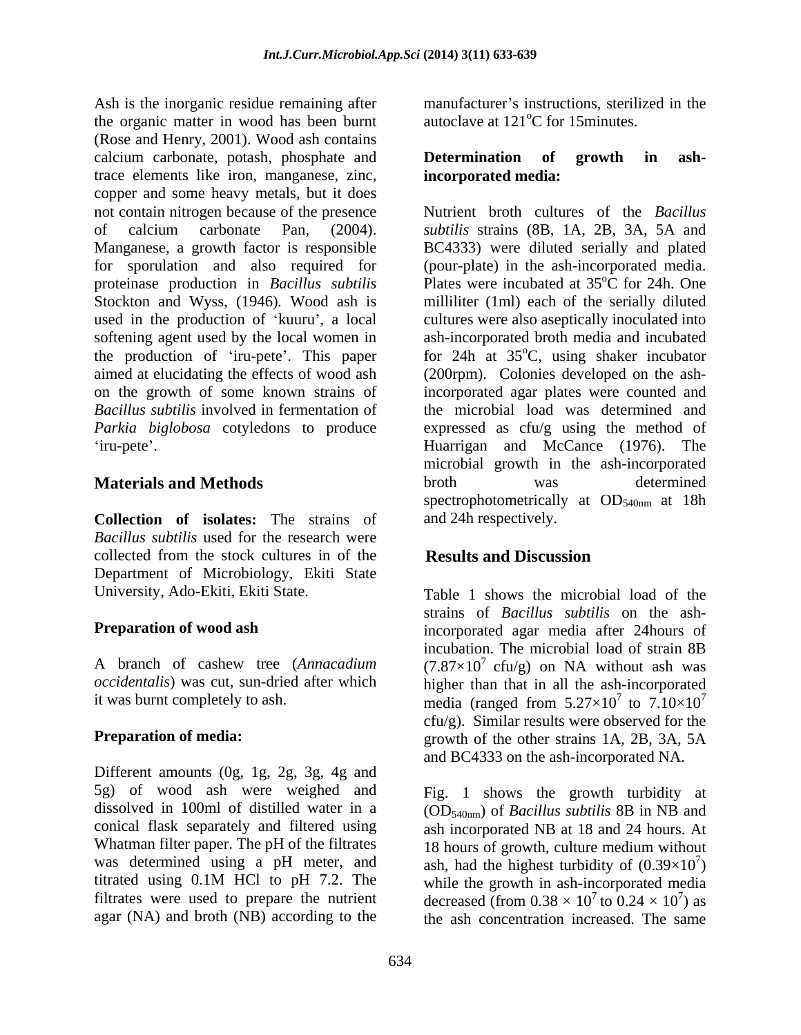Ash is the inorganic residue remaining after the organic matter in wood has been burnt (Rose and Henry, 2001). Wood ash contains calcium carbonate, potash, phosphate and trace elements like iron, manganese, zinc, copper and some heavy metals, but it does not contain nitrogen because of the presence of calcium carbonate Pan, (2004). Manganese, a growth factor is responsible for sporulation and also required for proteinase production in *Bacillus subtilis* Stockton and Wyss, (1946). Wood ash is used in the production of 'kuuru', a local softening agent used by the local women in the production of 'iru-pete'. This paper aimed at elucidating the effects of wood ash on the growth of some known strains of *Bacillus subtilis* involved in fermentation of *Parkia biglobosa* cotyledons to produce 'iru-pete'.

## Materials and Methods

**Collection of isolates:** The strains of *Bacillus subtilis* used for the research were collected from the stock cultures in of the Department of Microbiology, Ekiti State University, Ado-Ekiti, Ekiti State.

**Preparation of wood ash**

A branch of cashew tree (*Annacadium occidentalis*) was cut, sun-dried after which it was burnt completely to ash.

**Preparation of media:**

Different amounts (0g, 1g, 2g, 3g, 4g and 5g) of wood ash were weighed and dissolved in 100ml of distilled water in a conical flask separately and filtered using Whatman filter paper. The pH of the filtrates was determined using a pH meter, and titrated using 0.1M HCl to pH 7.2. The filtrates were used to prepare the nutrient agar (NA) and broth (NB) according to the manufacturer's instructions, sterilized in the autoclave at 121$^{o}$C for 15minutes.

**Determination of growth in ash-incorporated media:**

Nutrient broth cultures of the *Bacillus subtilis* strains (8B, 1A, 2B, 3A, 5A and BC4333) were diluted serially and plated (pour-plate) in the ash-incorporated media. Plates were incubated at 35$^{o}$C for 24h. One milliliter (1ml) each of the serially diluted cultures were also aseptically inoculated into ash-incorporated broth media and incubated for 24h at 35$^{o}$C, using shaker incubator (200rpm). Colonies developed on the ash-incorporated agar plates were counted and the microbial load was determined and expressed as cfu/g using the method of Huarrigan and McCance (1976). The microbial growth in the ash-incorporated broth was determined spectrophotometrically at $OD_{540nm}$ at 18h and 24h respectively.

## Results and Discussion

Table 1 shows the microbial load of the strains of *Bacillus subtilis* on the ash-incorporated agar media after 24hours of incubation. The microbial load of strain 8B ($7.87\times10^7$ cfu/g) on NA without ash was higher than that in all the ash-incorporated media (ranged from $5.27\times10^7$ to $7.10\times10^7$ cfu/g). Similar results were observed for the growth of the other strains 1A, 2B, 3A, 5A and BC4333 on the ash-incorporated NA.

Fig. 1 shows the growth turbidity at ($OD_{540nm}$) of *Bacillus subtilis* 8B in NB and ash incorporated NB at 18 and 24 hours. At 18 hours of growth, culture medium without ash, had the highest turbidity of ($0.39\times10^7$) while the growth in ash-incorporated media decreased (from $0.38 \times 10^7$ to $0.24 \times 10^7$) as the ash concentration increased. The same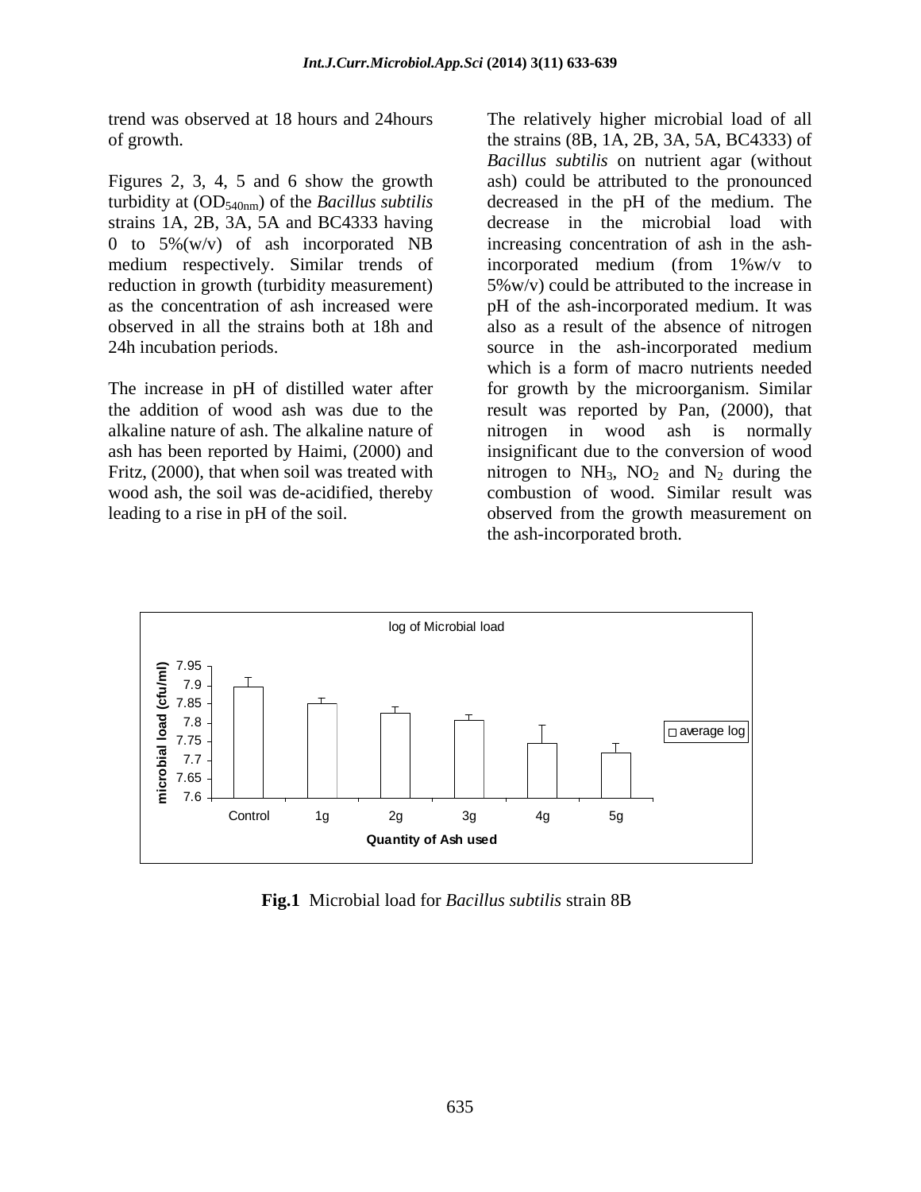trend was observed at 18 hours and 24hours of growth.

Figures 2, 3, 4, 5 and 6 show the growth turbidity at ($OD_{540nm}$) of the *Bacillus subtilis* strains 1A, 2B, 3A, 5A and BC4333 having 0 to 5%(w/v) of ash incorporated NB medium respectively. Similar trends of reduction in growth (turbidity measurement) as the concentration of ash increased were observed in all the strains both at 18h and 24h incubation periods.

The increase in pH of distilled water after the addition of wood ash was due to the alkaline nature of ash. The alkaline nature of ash has been reported by Haimi, (2000) and Fritz, (2000), that when soil was treated with wood ash, the soil was de-acidified, thereby leading to a rise in pH of the soil.

The relatively higher microbial load of all the strains (8B, 1A, 2B, 3A, 5A, BC4333) of *Bacillus subtilis* on nutrient agar (without ash) could be attributed to the pronounced decreased in the pH of the medium. The decrease in the microbial load with increasing concentration of ash in the ash-incorporated medium (from 1%w/v to 5%w/v) could be attributed to the increase in pH of the ash-incorporated medium. It was also as a result of the absence of nitrogen source in the ash-incorporated medium which is a form of macro nutrients needed for growth by the microorganism. Similar result was reported by Pan, (2000), that nitrogen in wood ash is normally insignificant due to the conversion of wood nitrogen to $NH_3$, $NO_2$ and $N_2$ during the combustion of wood. Similar result was observed from the growth measurement on the ash-incorporated broth.

**Fig.1** Microbial load for *Bacillus subtilis* strain 8B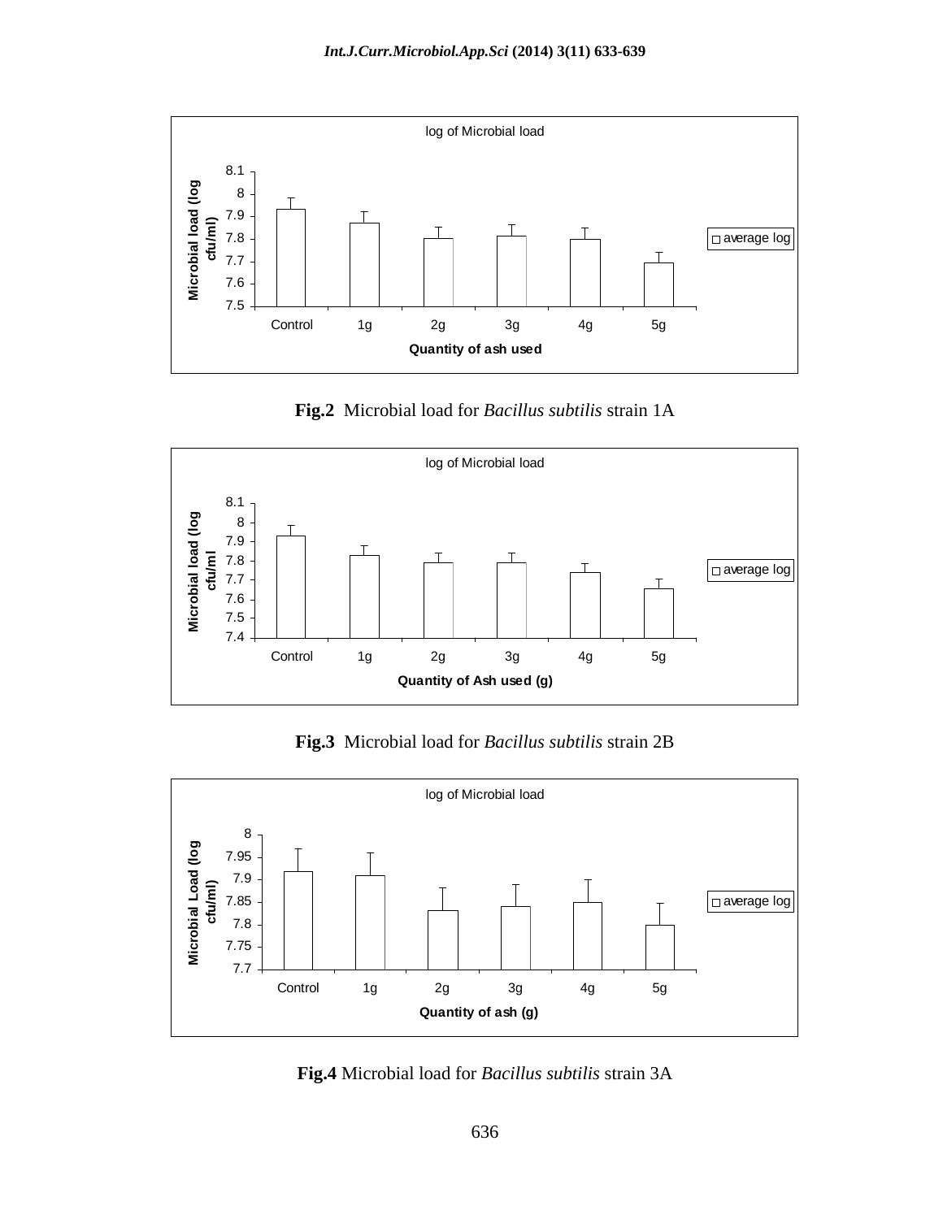**Fig.2** Microbial load for *Bacillus subtilis* strain 1A

**Fig.3** Microbial load for *Bacillus subtilis* strain 2B

**Fig.4** Microbial load for *Bacillus subtilis* strain 3A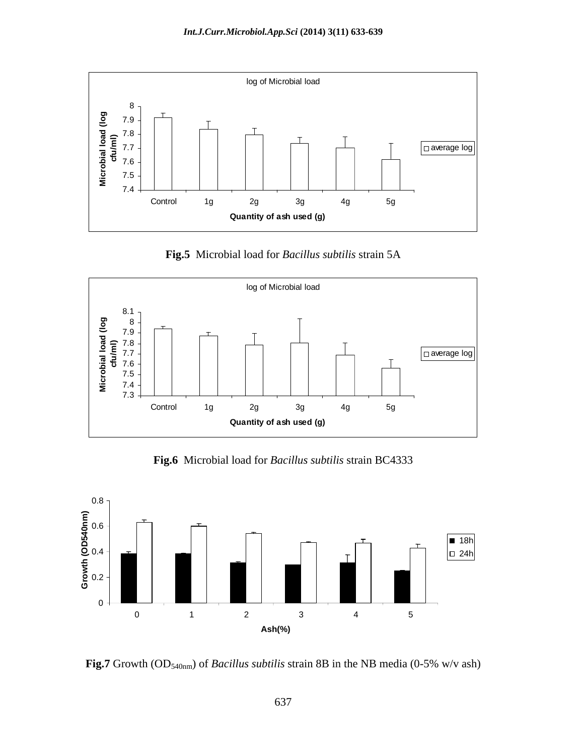**Fig.5** Microbial load for *Bacillus subtilis* strain 5A

**Fig.6** Microbial load for *Bacillus subtilis* strain BC4333

**Fig.7** Growth ($OD_{540nm}$) of *Bacillus subtilis* strain 8B in the NB media (0-5% w/v ash)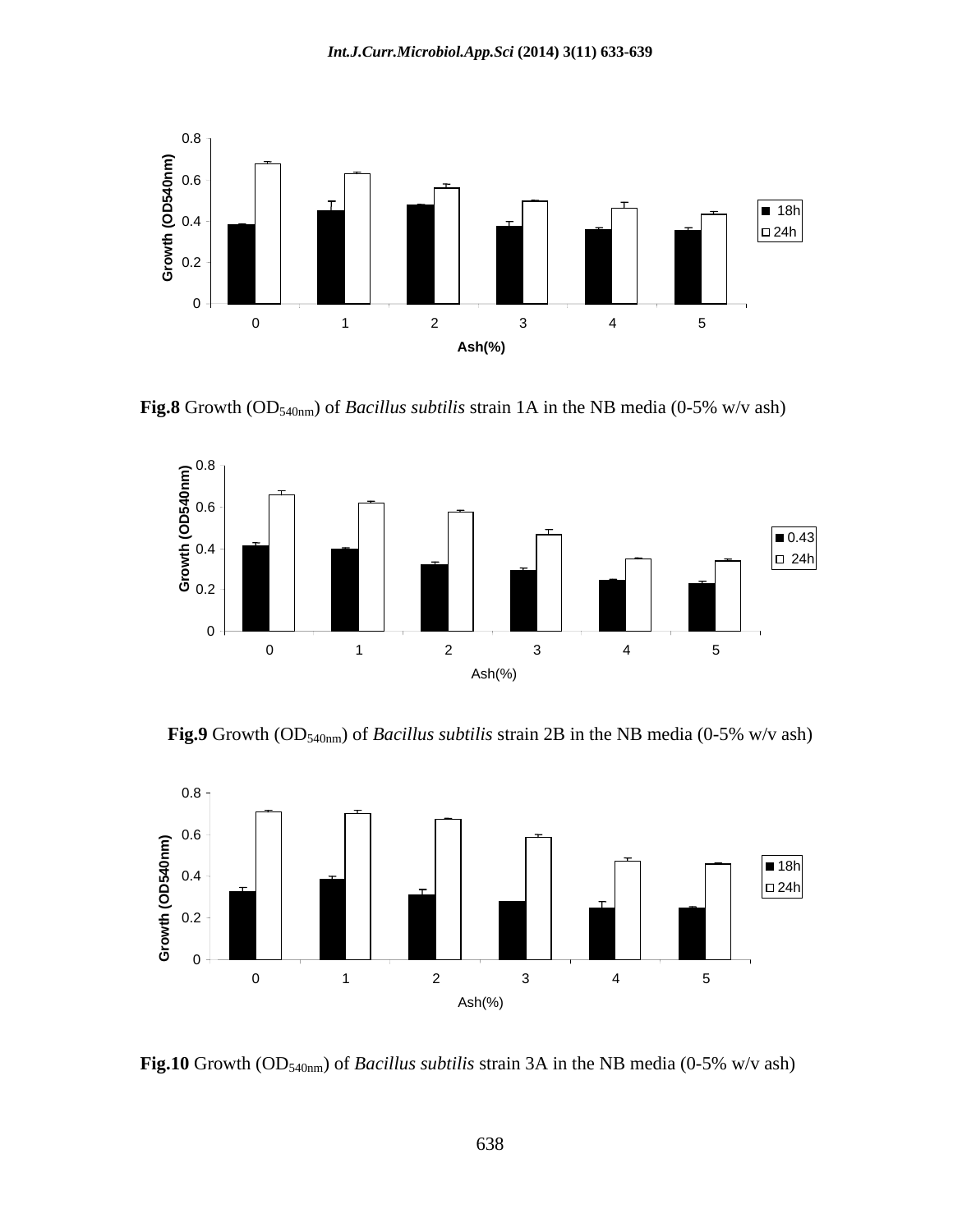**Fig.8** Growth ($OD_{540nm}$) of *Bacillus subtilis* strain 1A in the NB media (0-5% w/v ash)

**Fig.9** Growth ($OD_{540nm}$) of *Bacillus subtilis* strain 2B in the NB media (0-5% w/v ash)

**Fig.10** Growth ($OD_{540nm}$) of *Bacillus subtilis* strain 3A in the NB media (0-5% w/v ash)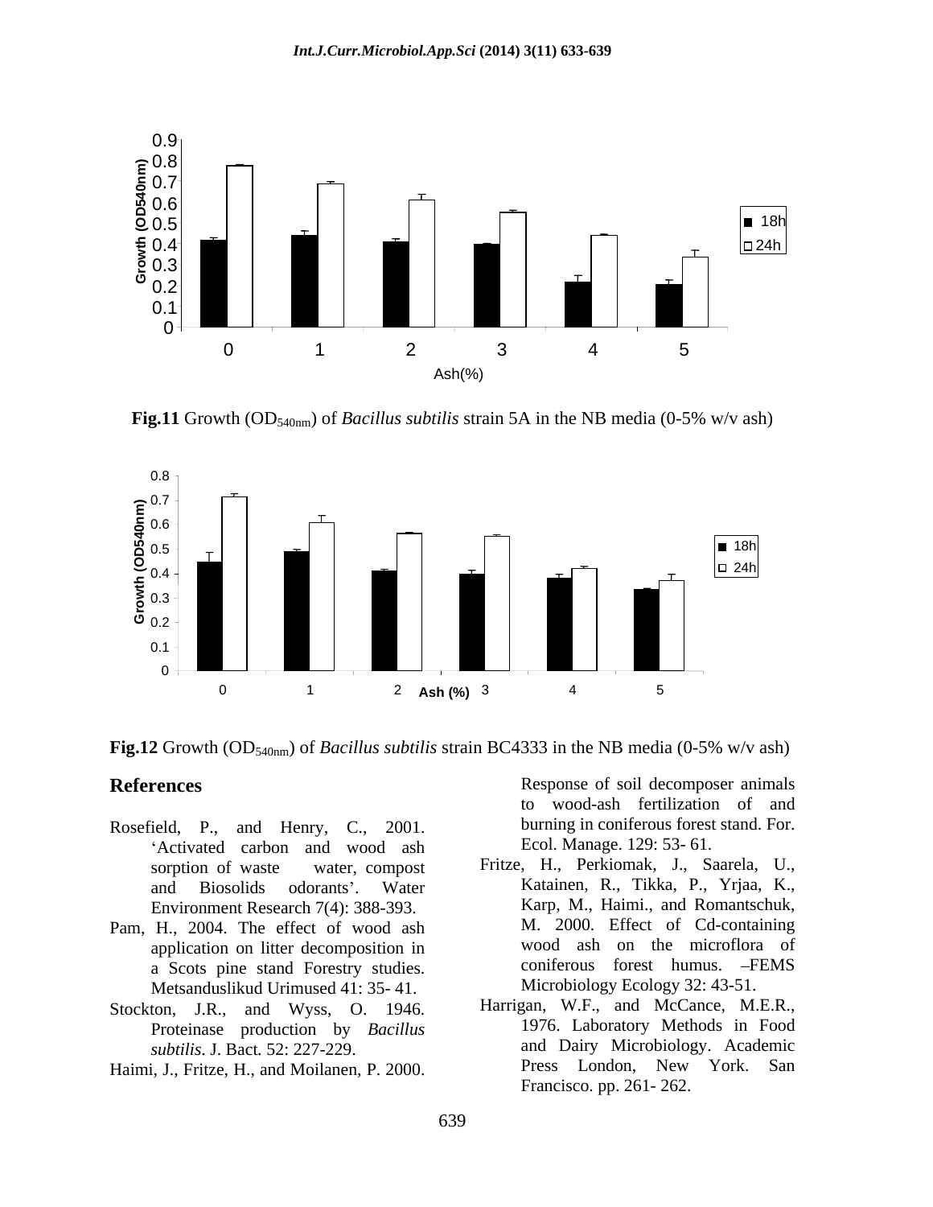0.9
0.8
0.7
0.6
0.5
0.4
0.3
0.2
0.1
0

Growth (OD540nm)

0 1 2 3 4 5

Ash(%)

■ 18h
□ 24h

**Fig.11** Growth ($OD_{540nm}$) of *Bacillus subtilis* strain 5A in the NB media (0-5% w/v ash)

0.8
0.7
0.6
0.5
0.4
0.3
0.2
0.1
0

Growth (OD540nm)

0 1 2 Ash (%) 3 4 5

■ 18h
□ 24h

**Fig.12** Growth ($OD_{540nm}$) of *Bacillus subtilis* strain BC4333 in the NB media (0-5% w/v ash)

## References

Rosefield, P., and Henry, C., 2001. 'Activated carbon and wood ash sorption of waste water, compost and Biosolids odorants'. Water Environment Research 7(4): 388-393.

Pam, H., 2004. The effect of wood ash application on litter decomposition in a Scots pine stand Forestry studies. Metsanduslikud Urimused 41: 35- 41.

Stockton, J.R., and Wyss, O. 1946. Proteinase production by *Bacillus subtilis*. J. Bact. 52: 227-229.

Haimi, J., Fritze, H., and Moilanen, P. 2000. Response of soil decomposer animals to wood-ash fertilization of and burning in coniferous forest stand. For. Ecol. Manage. 129: 53- 61.

Fritze, H., Perkiomak, J., Saarela, U., Katainen, R., Tikka, P., Yrjaa, K., Karp, M., Haimi., and Romantschuk, M. 2000. Effect of Cd-containing wood ash on the microflora of coniferous forest humus. –FEMS Microbiology Ecology 32: 43-51.

Harrigan, W.F., and McCance, M.E.R., 1976. Laboratory Methods in Food and Dairy Microbiology. Academic Press London, New York. San Francisco. pp. 261- 262.